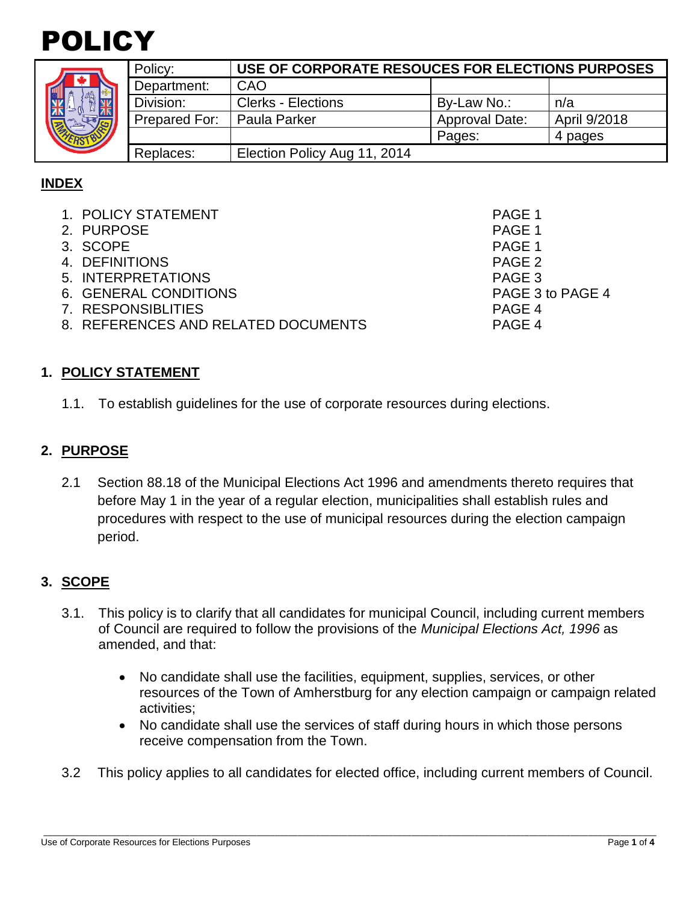# POLICY

| Policy: | USE OF CORPORATE RESOUCES FOR ELECTIONS PURPOSES | | |
|---|---|---|---|
| Department: | CAO | | |
| Division: | Clerks - Elections | By-Law No.: | n/a |
| Prepared For: | Paula Parker | Approval Date: | April 9/2018 |
| | | Pages: | 4 pages |
| Replaces: | Election Policy Aug 11, 2014 | | |

## INDEX

| | |
|---|---|
| 1. POLICY STATEMENT | PAGE 1 |
| 2. PURPOSE | PAGE 1 |
| 3. SCOPE | PAGE 1 |
| 4. DEFINITIONS | PAGE 2 |
| 5. INTERPRETATIONS | PAGE 3 |
| 6. GENERAL CONDITIONS | PAGE 3 to PAGE 4 |
| 7. RESPONSIBLITIES | PAGE 4 |
| 8. REFERENCES AND RELATED DOCUMENTS | PAGE 4 |

## 1. POLICY STATEMENT

1.1. To establish guidelines for the use of corporate resources during elections.

## 2. PURPOSE

2.1 Section 88.18 of the Municipal Elections Act 1996 and amendments thereto requires that before May 1 in the year of a regular election, municipalities shall establish rules and procedures with respect to the use of municipal resources during the election campaign period.

## 3. SCOPE

3.1. This policy is to clarify that all candidates for municipal Council, including current members of Council are required to follow the provisions of the *Municipal Elections Act, 1996* as amended, and that:

- No candidate shall use the facilities, equipment, supplies, services, or other resources of the Town of Amherstburg for any election campaign or campaign related activities;
- No candidate shall use the services of staff during hours in which those persons receive compensation from the Town.

3.2 This policy applies to all candidates for elected office, including current members of Council.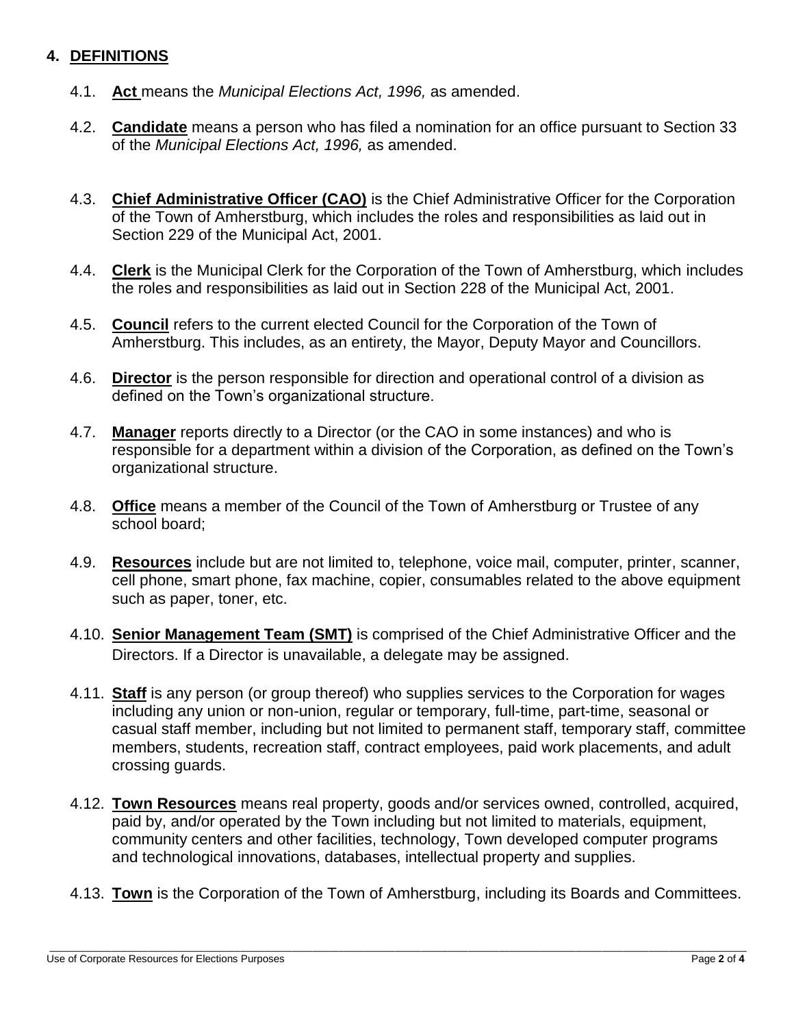## 4. DEFINITIONS

4.1. **Act** means the *Municipal Elections Act, 1996,* as amended.

4.2. **Candidate** means a person who has filed a nomination for an office pursuant to Section 33 of the *Municipal Elections Act, 1996,* as amended.

4.3. **Chief Administrative Officer (CAO)** is the Chief Administrative Officer for the Corporation of the Town of Amherstburg, which includes the roles and responsibilities as laid out in Section 229 of the Municipal Act, 2001.

4.4. **Clerk** is the Municipal Clerk for the Corporation of the Town of Amherstburg, which includes the roles and responsibilities as laid out in Section 228 of the Municipal Act, 2001.

4.5. **Council** refers to the current elected Council for the Corporation of the Town of Amherstburg. This includes, as an entirety, the Mayor, Deputy Mayor and Councillors.

4.6. **Director** is the person responsible for direction and operational control of a division as defined on the Town's organizational structure.

4.7. **Manager** reports directly to a Director (or the CAO in some instances) and who is responsible for a department within a division of the Corporation, as defined on the Town's organizational structure.

4.8. **Office** means a member of the Council of the Town of Amherstburg or Trustee of any school board;

4.9. **Resources** include but are not limited to, telephone, voice mail, computer, printer, scanner, cell phone, smart phone, fax machine, copier, consumables related to the above equipment such as paper, toner, etc.

4.10. **Senior Management Team (SMT)** is comprised of the Chief Administrative Officer and the Directors. If a Director is unavailable, a delegate may be assigned.

4.11. **Staff** is any person (or group thereof) who supplies services to the Corporation for wages including any union or non-union, regular or temporary, full-time, part-time, seasonal or casual staff member, including but not limited to permanent staff, temporary staff, committee members, students, recreation staff, contract employees, paid work placements, and adult crossing guards.

4.12. **Town Resources** means real property, goods and/or services owned, controlled, acquired, paid by, and/or operated by the Town including but not limited to materials, equipment, community centers and other facilities, technology, Town developed computer programs and technological innovations, databases, intellectual property and supplies.

4.13. **Town** is the Corporation of the Town of Amherstburg, including its Boards and Committees.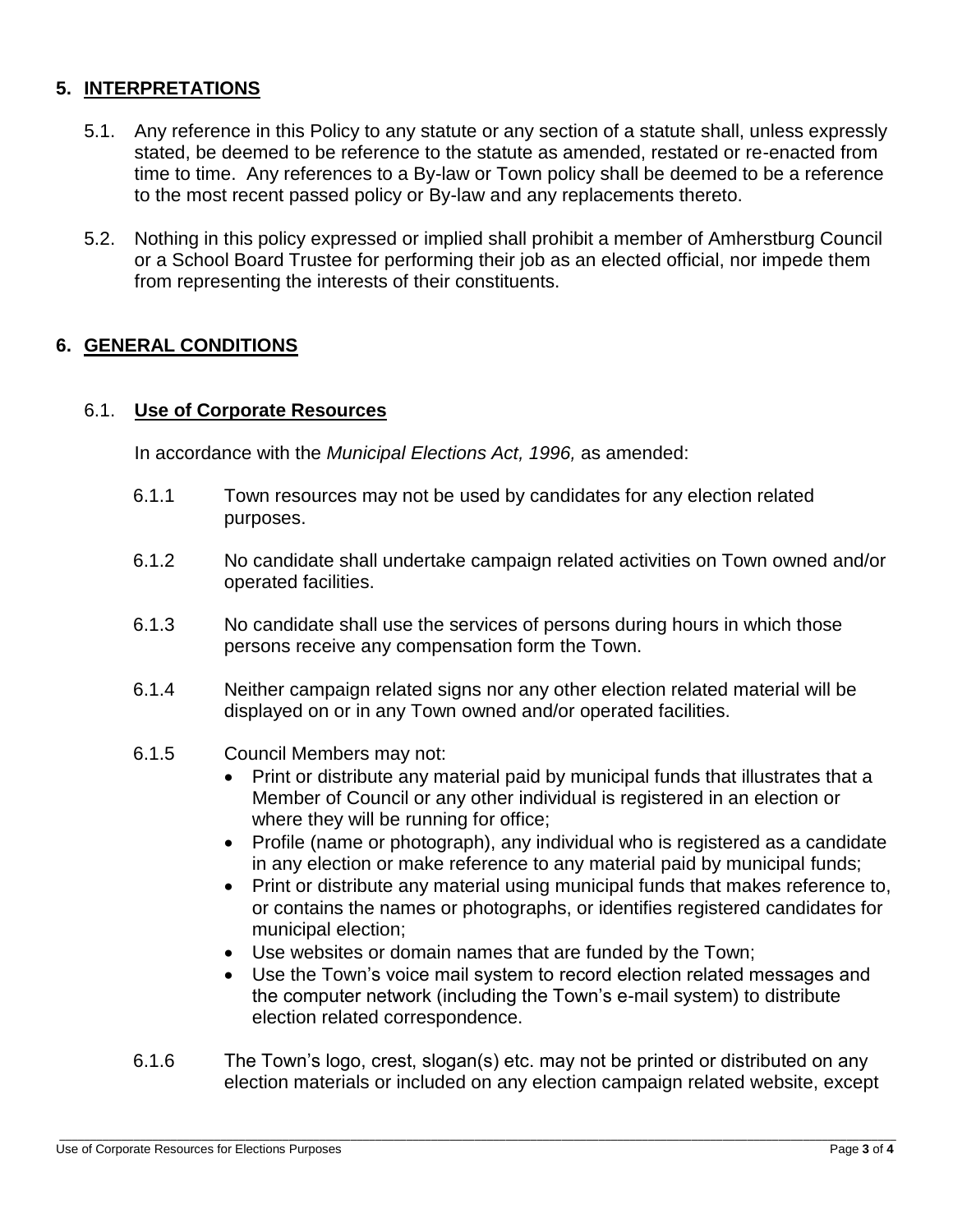## 5. INTERPRETATIONS

5.1. Any reference in this Policy to any statute or any section of a statute shall, unless expressly stated, be deemed to be reference to the statute as amended, restated or re-enacted from time to time. Any references to a By-law or Town policy shall be deemed to be a reference to the most recent passed policy or By-law and any replacements thereto.

5.2. Nothing in this policy expressed or implied shall prohibit a member of Amherstburg Council or a School Board Trustee for performing their job as an elected official, nor impede them from representing the interests of their constituents.

## 6. GENERAL CONDITIONS

### 6.1. Use of Corporate Resources

In accordance with the *Municipal Elections Act, 1996,* as amended:

6.1.1 Town resources may not be used by candidates for any election related purposes.

6.1.2 No candidate shall undertake campaign related activities on Town owned and/or operated facilities.

6.1.3 No candidate shall use the services of persons during hours in which those persons receive any compensation form the Town.

6.1.4 Neither campaign related signs nor any other election related material will be displayed on or in any Town owned and/or operated facilities.

6.1.5 Council Members may not:

- Print or distribute any material paid by municipal funds that illustrates that a Member of Council or any other individual is registered in an election or where they will be running for office;
- Profile (name or photograph), any individual who is registered as a candidate in any election or make reference to any material paid by municipal funds;
- Print or distribute any material using municipal funds that makes reference to, or contains the names or photographs, or identifies registered candidates for municipal election;
- Use websites or domain names that are funded by the Town;
- Use the Town's voice mail system to record election related messages and the computer network (including the Town's e-mail system) to distribute election related correspondence.

6.1.6 The Town's logo, crest, slogan(s) etc. may not be printed or distributed on any election materials or included on any election campaign related website, except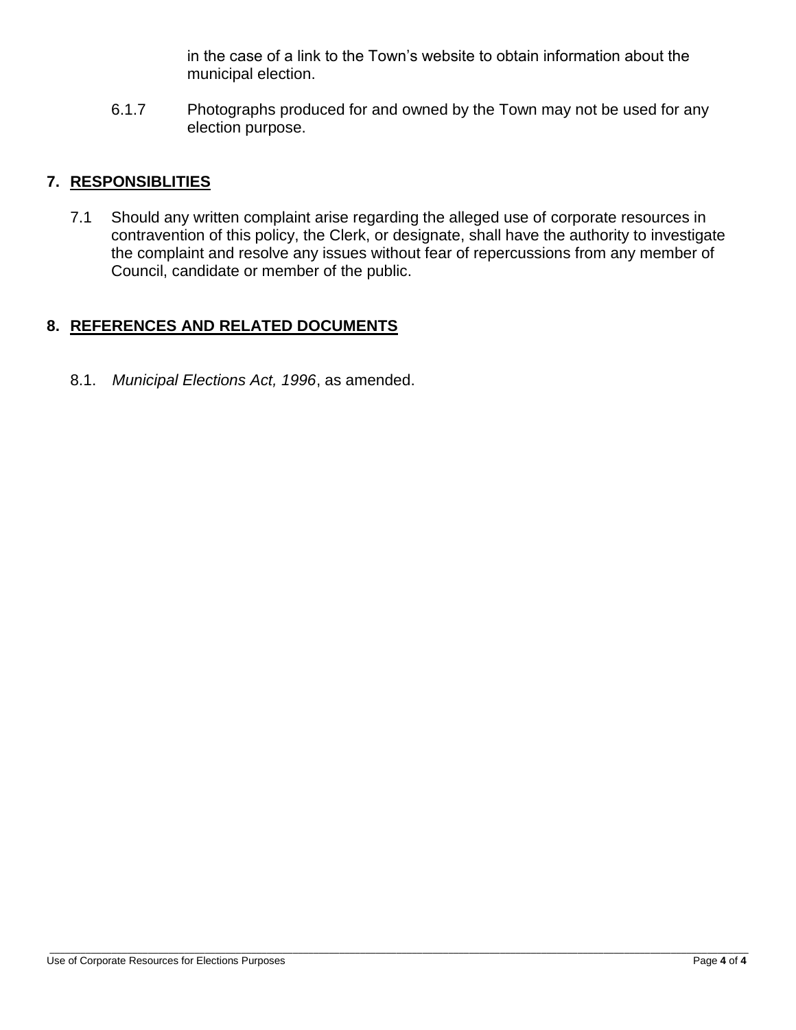in the case of a link to the Town's website to obtain information about the municipal election.

6.1.7 Photographs produced for and owned by the Town may not be used for any election purpose.

## 7. RESPONSIBLITIES

7.1 Should any written complaint arise regarding the alleged use of corporate resources in contravention of this policy, the Clerk, or designate, shall have the authority to investigate the complaint and resolve any issues without fear of repercussions from any member of Council, candidate or member of the public.

## 8. REFERENCES AND RELATED DOCUMENTS

8.1. *Municipal Elections Act, 1996*, as amended.